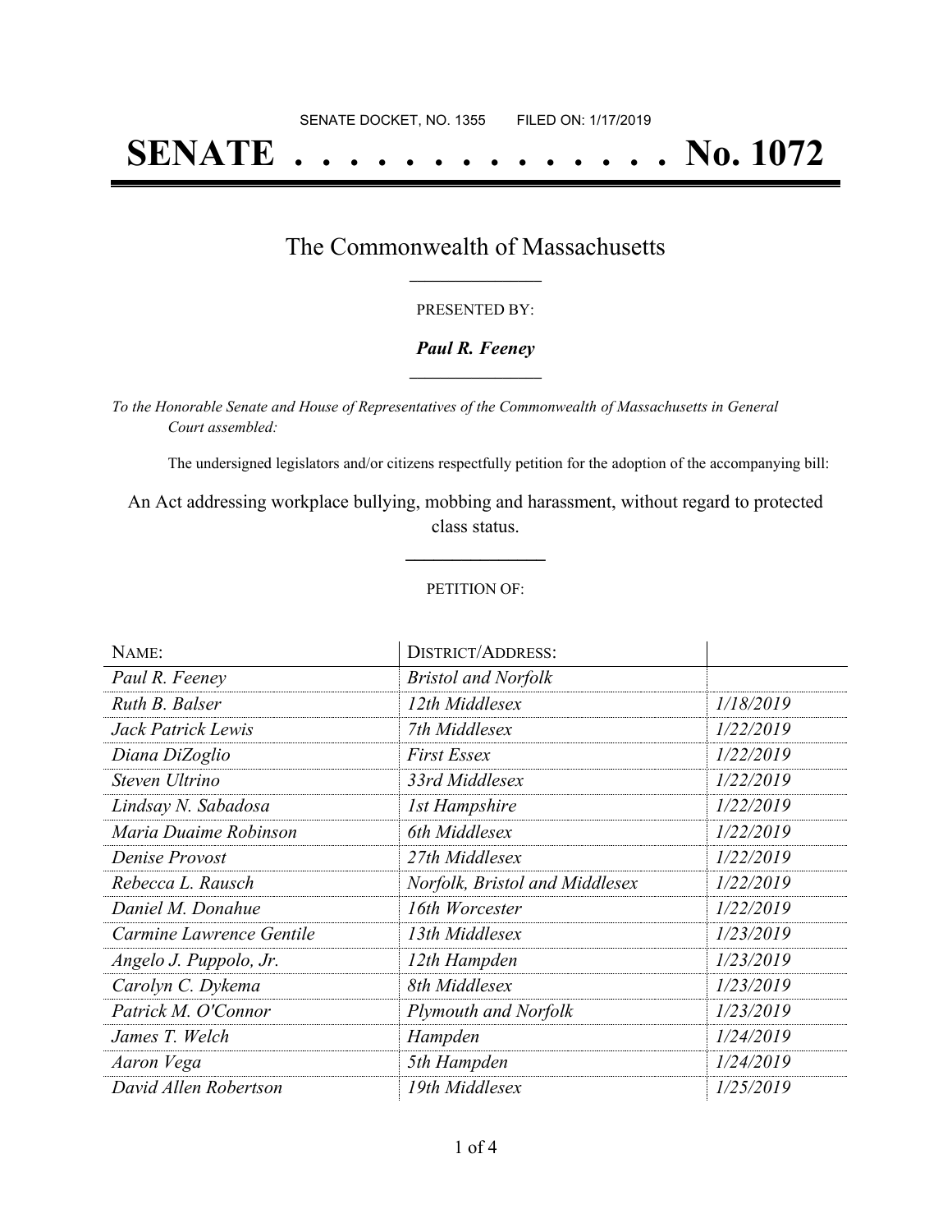SENATE DOCKET, NO. 1355        FILED ON: 1/17/2019

# SENATE . . . . . . . . . . . . . . No. 1072

## The Commonwealth of Massachusetts

PRESENTED BY:

***Paul R. Feeney***

*To the Honorable Senate and House of Representatives of the Commonwealth of Massachusetts in General Court assembled:*

The undersigned legislators and/or citizens respectfully petition for the adoption of the accompanying bill:

An Act addressing workplace bullying, mobbing and harassment, without regard to protected class status.

PETITION OF:

| NAME: | DISTRICT/ADDRESS: | |
|---|---|---|
| *Paul R. Feeney* | *Bristol and Norfolk* | |
| *Ruth B. Balser* | *12th Middlesex* | *1/18/2019* |
| *Jack Patrick Lewis* | *7th Middlesex* | *1/22/2019* |
| *Diana DiZoglio* | *First Essex* | *1/22/2019* |
| *Steven Ultrino* | *33rd Middlesex* | *1/22/2019* |
| *Lindsay N. Sabadosa* | *1st Hampshire* | *1/22/2019* |
| *Maria Duaime Robinson* | *6th Middlesex* | *1/22/2019* |
| *Denise Provost* | *27th Middlesex* | *1/22/2019* |
| *Rebecca L. Rausch* | *Norfolk, Bristol and Middlesex* | *1/22/2019* |
| *Daniel M. Donahue* | *16th Worcester* | *1/22/2019* |
| *Carmine Lawrence Gentile* | *13th Middlesex* | *1/23/2019* |
| *Angelo J. Puppolo, Jr.* | *12th Hampden* | *1/23/2019* |
| *Carolyn C. Dykema* | *8th Middlesex* | *1/23/2019* |
| *Patrick M. O'Connor* | *Plymouth and Norfolk* | *1/23/2019* |
| *James T. Welch* | *Hampden* | *1/24/2019* |
| *Aaron Vega* | *5th Hampden* | *1/24/2019* |
| *David Allen Robertson* | *19th Middlesex* | *1/25/2019* |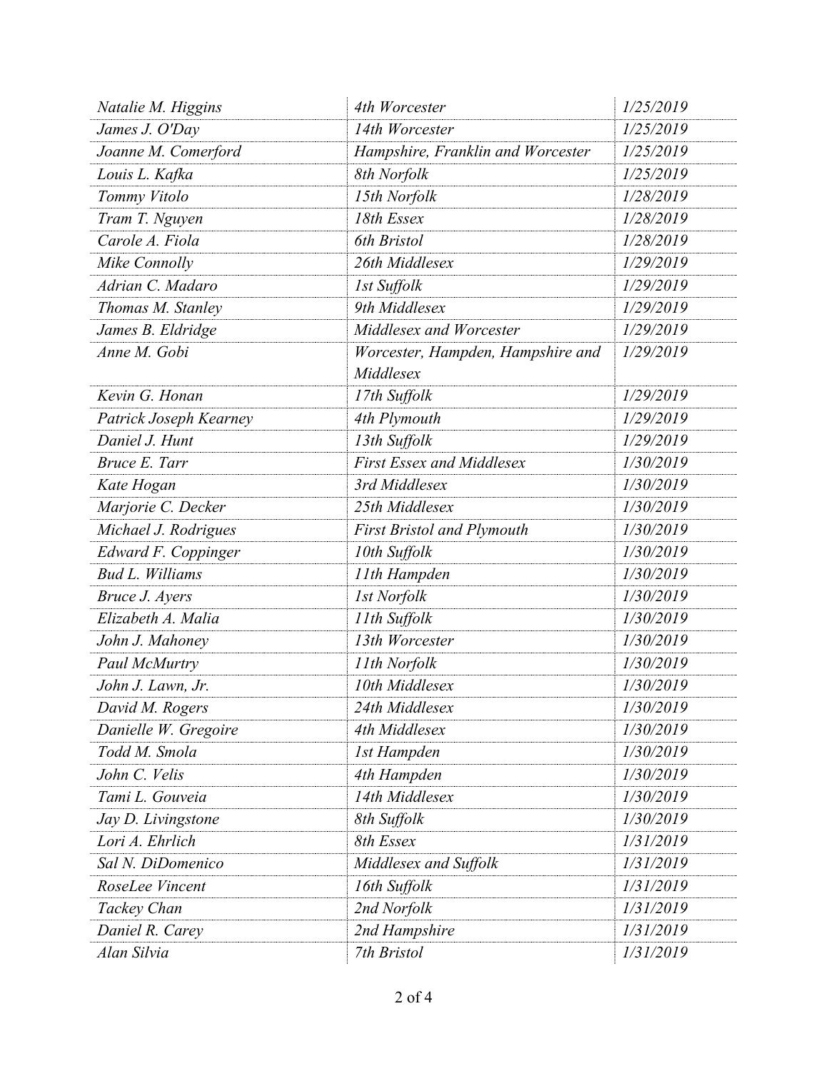| | | |
|---|---|---|
| *Natalie M. Higgins* | *4th Worcester* | *1/25/2019* |
| *James J. O'Day* | *14th Worcester* | *1/25/2019* |
| *Joanne M. Comerford* | *Hampshire, Franklin and Worcester* | *1/25/2019* |
| *Louis L. Kafka* | *8th Norfolk* | *1/25/2019* |
| *Tommy Vitolo* | *15th Norfolk* | *1/28/2019* |
| *Tram T. Nguyen* | *18th Essex* | *1/28/2019* |
| *Carole A. Fiola* | *6th Bristol* | *1/28/2019* |
| *Mike Connolly* | *26th Middlesex* | *1/29/2019* |
| *Adrian C. Madaro* | *1st Suffolk* | *1/29/2019* |
| *Thomas M. Stanley* | *9th Middlesex* | *1/29/2019* |
| *James B. Eldridge* | *Middlesex and Worcester* | *1/29/2019* |
| *Anne M. Gobi* | *Worcester, Hampden, Hampshire and Middlesex* | *1/29/2019* |
| *Kevin G. Honan* | *17th Suffolk* | *1/29/2019* |
| *Patrick Joseph Kearney* | *4th Plymouth* | *1/29/2019* |
| *Daniel J. Hunt* | *13th Suffolk* | *1/29/2019* |
| *Bruce E. Tarr* | *First Essex and Middlesex* | *1/30/2019* |
| *Kate Hogan* | *3rd Middlesex* | *1/30/2019* |
| *Marjorie C. Decker* | *25th Middlesex* | *1/30/2019* |
| *Michael J. Rodrigues* | *First Bristol and Plymouth* | *1/30/2019* |
| *Edward F. Coppinger* | *10th Suffolk* | *1/30/2019* |
| *Bud L. Williams* | *11th Hampden* | *1/30/2019* |
| *Bruce J. Ayers* | *1st Norfolk* | *1/30/2019* |
| *Elizabeth A. Malia* | *11th Suffolk* | *1/30/2019* |
| *John J. Mahoney* | *13th Worcester* | *1/30/2019* |
| *Paul McMurtry* | *11th Norfolk* | *1/30/2019* |
| *John J. Lawn, Jr.* | *10th Middlesex* | *1/30/2019* |
| *David M. Rogers* | *24th Middlesex* | *1/30/2019* |
| *Danielle W. Gregoire* | *4th Middlesex* | *1/30/2019* |
| *Todd M. Smola* | *1st Hampden* | *1/30/2019* |
| *John C. Velis* | *4th Hampden* | *1/30/2019* |
| *Tami L. Gouveia* | *14th Middlesex* | *1/30/2019* |
| *Jay D. Livingstone* | *8th Suffolk* | *1/30/2019* |
| *Lori A. Ehrlich* | *8th Essex* | *1/31/2019* |
| *Sal N. DiDomenico* | *Middlesex and Suffolk* | *1/31/2019* |
| *RoseLee Vincent* | *16th Suffolk* | *1/31/2019* |
| *Tackey Chan* | *2nd Norfolk* | *1/31/2019* |
| *Daniel R. Carey* | *2nd Hampshire* | *1/31/2019* |
| *Alan Silvia* | *7th Bristol* | *1/31/2019* |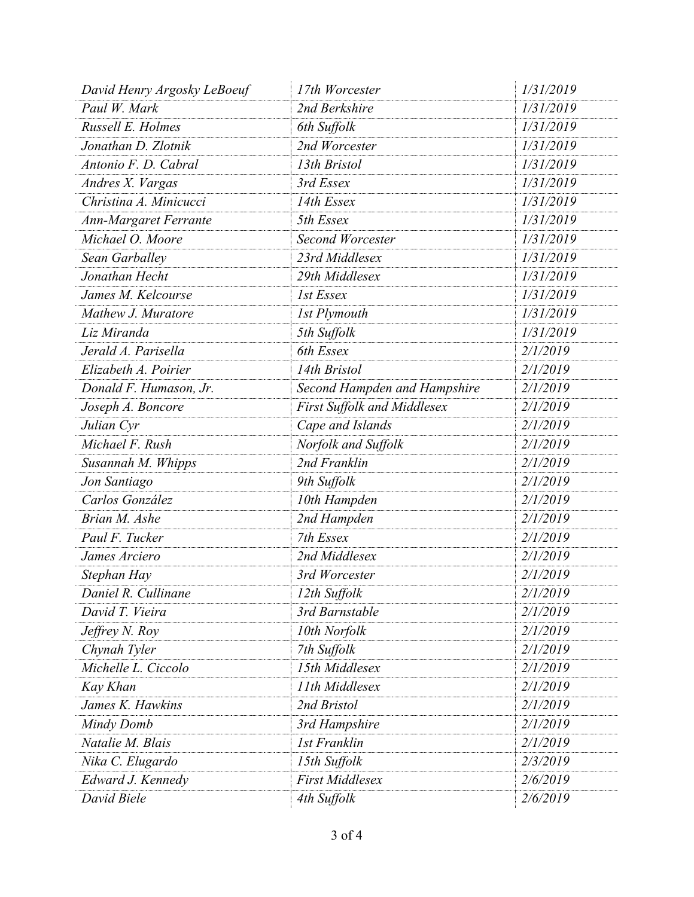| | | |
|---|---|---|
| *David Henry Argosky LeBoeuf* | *17th Worcester* | *1/31/2019* |
| *Paul W. Mark* | *2nd Berkshire* | *1/31/2019* |
| *Russell E. Holmes* | *6th Suffolk* | *1/31/2019* |
| *Jonathan D. Zlotnik* | *2nd Worcester* | *1/31/2019* |
| *Antonio F. D. Cabral* | *13th Bristol* | *1/31/2019* |
| *Andres X. Vargas* | *3rd Essex* | *1/31/2019* |
| *Christina A. Minicucci* | *14th Essex* | *1/31/2019* |
| *Ann-Margaret Ferrante* | *5th Essex* | *1/31/2019* |
| *Michael O. Moore* | *Second Worcester* | *1/31/2019* |
| *Sean Garballey* | *23rd Middlesex* | *1/31/2019* |
| *Jonathan Hecht* | *29th Middlesex* | *1/31/2019* |
| *James M. Kelcourse* | *1st Essex* | *1/31/2019* |
| *Mathew J. Muratore* | *1st Plymouth* | *1/31/2019* |
| *Liz Miranda* | *5th Suffolk* | *1/31/2019* |
| *Jerald A. Parisella* | *6th Essex* | *2/1/2019* |
| *Elizabeth A. Poirier* | *14th Bristol* | *2/1/2019* |
| *Donald F. Humason, Jr.* | *Second Hampden and Hampshire* | *2/1/2019* |
| *Joseph A. Boncore* | *First Suffolk and Middlesex* | *2/1/2019* |
| *Julian Cyr* | *Cape and Islands* | *2/1/2019* |
| *Michael F. Rush* | *Norfolk and Suffolk* | *2/1/2019* |
| *Susannah M. Whipps* | *2nd Franklin* | *2/1/2019* |
| *Jon Santiago* | *9th Suffolk* | *2/1/2019* |
| *Carlos González* | *10th Hampden* | *2/1/2019* |
| *Brian M. Ashe* | *2nd Hampden* | *2/1/2019* |
| *Paul F. Tucker* | *7th Essex* | *2/1/2019* |
| *James Arciero* | *2nd Middlesex* | *2/1/2019* |
| *Stephan Hay* | *3rd Worcester* | *2/1/2019* |
| *Daniel R. Cullinane* | *12th Suffolk* | *2/1/2019* |
| *David T. Vieira* | *3rd Barnstable* | *2/1/2019* |
| *Jeffrey N. Roy* | *10th Norfolk* | *2/1/2019* |
| *Chynah Tyler* | *7th Suffolk* | *2/1/2019* |
| *Michelle L. Ciccolo* | *15th Middlesex* | *2/1/2019* |
| *Kay Khan* | *11th Middlesex* | *2/1/2019* |
| *James K. Hawkins* | *2nd Bristol* | *2/1/2019* |
| *Mindy Domb* | *3rd Hampshire* | *2/1/2019* |
| *Natalie M. Blais* | *1st Franklin* | *2/1/2019* |
| *Nika C. Elugardo* | *15th Suffolk* | *2/3/2019* |
| *Edward J. Kennedy* | *First Middlesex* | *2/6/2019* |
| *David Biele* | *4th Suffolk* | *2/6/2019* |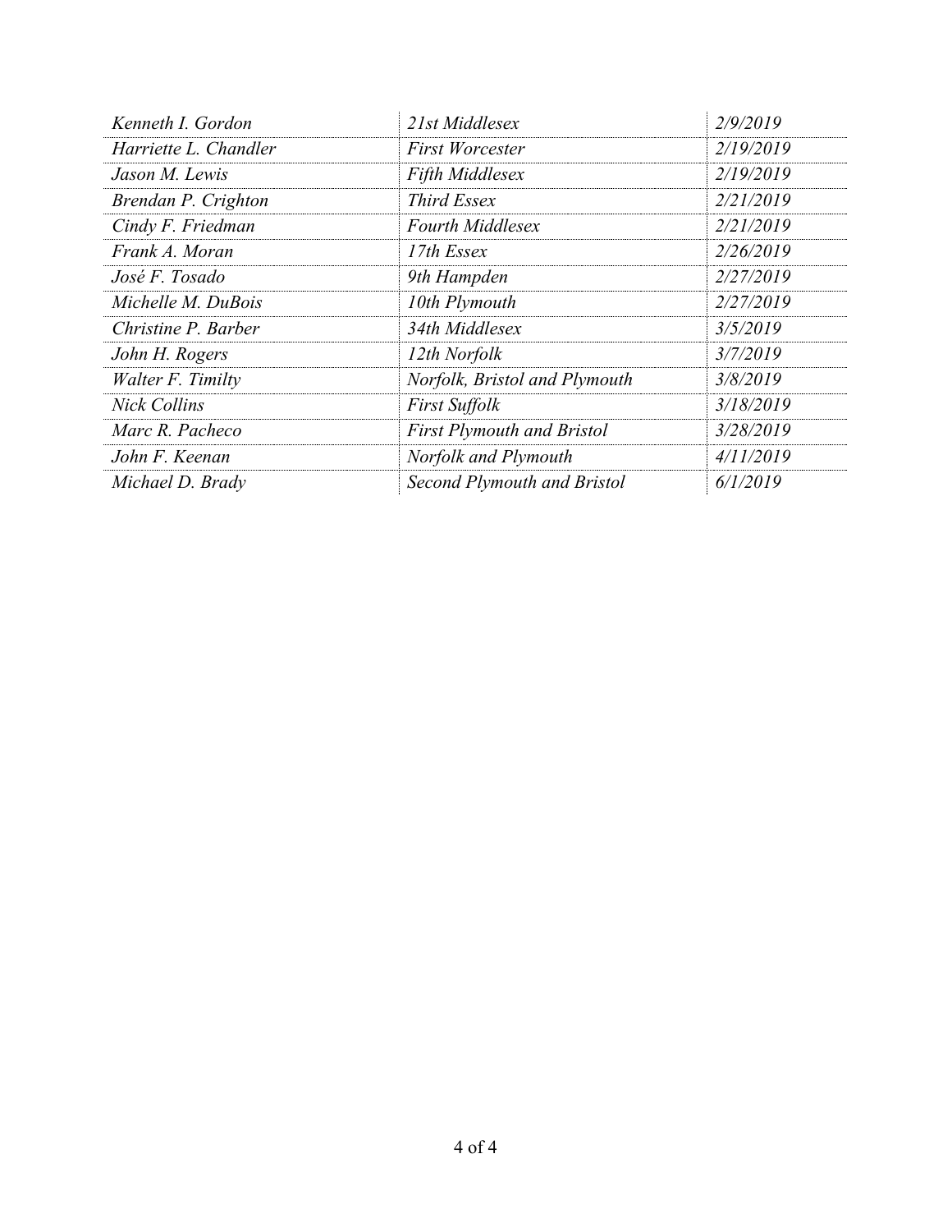| | | |
|---|---|---|
| *Kenneth I. Gordon* | *21st Middlesex* | *2/9/2019* |
| *Harriette L. Chandler* | *First Worcester* | *2/19/2019* |
| *Jason M. Lewis* | *Fifth Middlesex* | *2/19/2019* |
| *Brendan P. Crighton* | *Third Essex* | *2/21/2019* |
| *Cindy F. Friedman* | *Fourth Middlesex* | *2/21/2019* |
| *Frank A. Moran* | *17th Essex* | *2/26/2019* |
| *José F. Tosado* | *9th Hampden* | *2/27/2019* |
| *Michelle M. DuBois* | *10th Plymouth* | *2/27/2019* |
| *Christine P. Barber* | *34th Middlesex* | *3/5/2019* |
| *John H. Rogers* | *12th Norfolk* | *3/7/2019* |
| *Walter F. Timilty* | *Norfolk, Bristol and Plymouth* | *3/8/2019* |
| *Nick Collins* | *First Suffolk* | *3/18/2019* |
| *Marc R. Pacheco* | *First Plymouth and Bristol* | *3/28/2019* |
| *John F. Keenan* | *Norfolk and Plymouth* | *4/11/2019* |
| *Michael D. Brady* | *Second Plymouth and Bristol* | *6/1/2019* |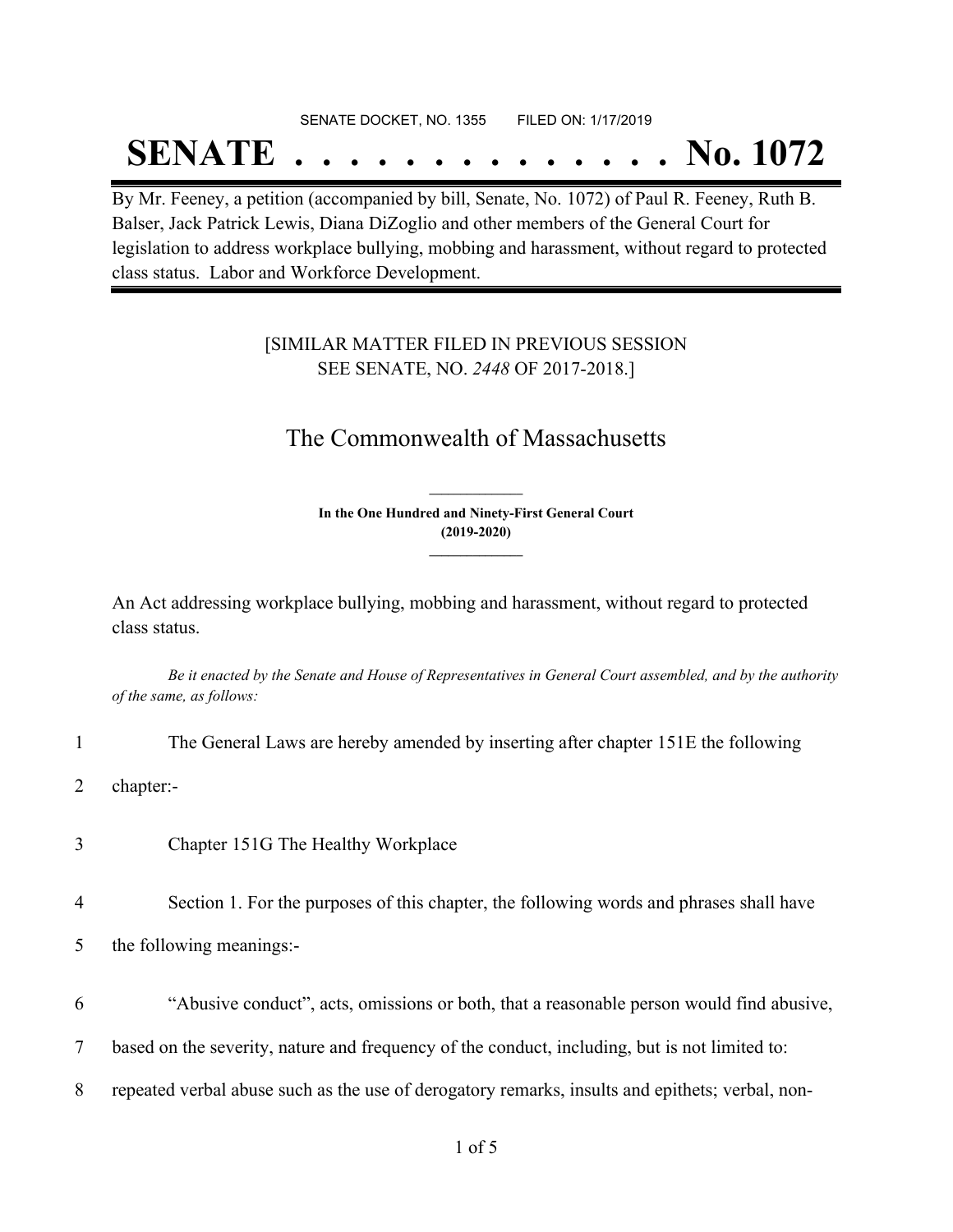SENATE DOCKET, NO. 1355 FILED ON: 1/17/2019

# SENATE . . . . . . . . . . . . . . No. 1072

By Mr. Feeney, a petition (accompanied by bill, Senate, No. 1072) of Paul R. Feeney, Ruth B. Balser, Jack Patrick Lewis, Diana DiZoglio and other members of the General Court for legislation to address workplace bullying, mobbing and harassment, without regard to protected class status. Labor and Workforce Development.

[SIMILAR MATTER FILED IN PREVIOUS SESSION SEE SENATE, NO. *2448* OF 2017-2018.]

## The Commonwealth of Massachusetts

**In the One Hundred and Ninety-First General Court (2019-2020)**

An Act addressing workplace bullying, mobbing and harassment, without regard to protected class status.

*Be it enacted by the Senate and House of Representatives in General Court assembled, and by the authority of the same, as follows:*

1 The General Laws are hereby amended by inserting after chapter 151E the following

2 chapter:-

3 Chapter 151G The Healthy Workplace

4 Section 1. For the purposes of this chapter, the following words and phrases shall have

5 the following meanings:-

6 "Abusive conduct", acts, omissions or both, that a reasonable person would find abusive,

7 based on the severity, nature and frequency of the conduct, including, but is not limited to:

8 repeated verbal abuse such as the use of derogatory remarks, insults and epithets; verbal, non-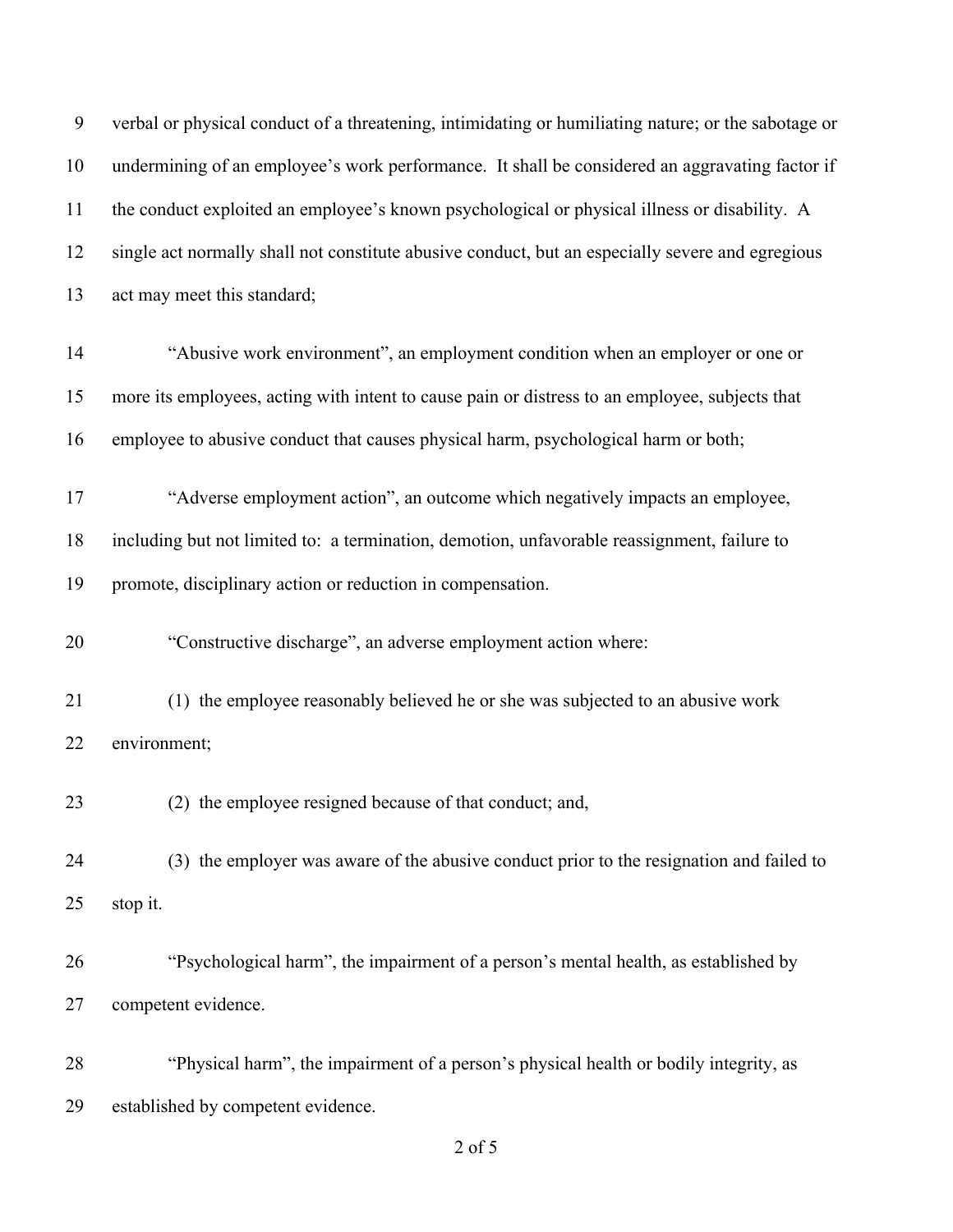verbal or physical conduct of a threatening, intimidating or humiliating nature; or the sabotage or undermining of an employee's work performance. It shall be considered an aggravating factor if the conduct exploited an employee's known psychological or physical illness or disability. A single act normally shall not constitute abusive conduct, but an especially severe and egregious act may meet this standard;

"Abusive work environment", an employment condition when an employer or one or more its employees, acting with intent to cause pain or distress to an employee, subjects that employee to abusive conduct that causes physical harm, psychological harm or both;

"Adverse employment action", an outcome which negatively impacts an employee, including but not limited to: a termination, demotion, unfavorable reassignment, failure to promote, disciplinary action or reduction in compensation.

"Constructive discharge", an adverse employment action where:

(1) the employee reasonably believed he or she was subjected to an abusive work environment;

(2) the employee resigned because of that conduct; and,

(3) the employer was aware of the abusive conduct prior to the resignation and failed to stop it.

"Psychological harm", the impairment of a person's mental health, as established by competent evidence.

"Physical harm", the impairment of a person's physical health or bodily integrity, as established by competent evidence.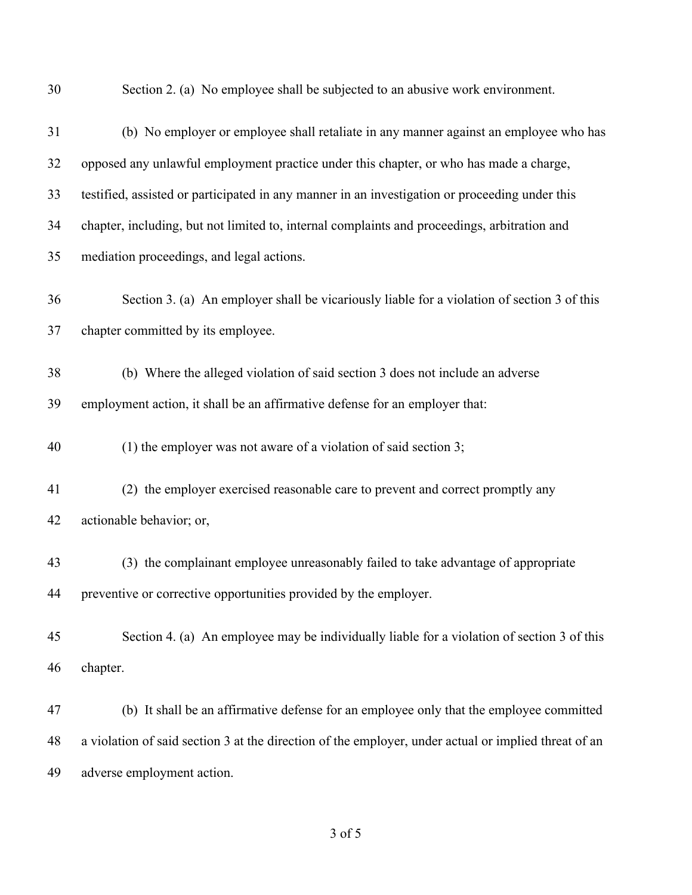Section 2. (a) No employee shall be subjected to an abusive work environment.

(b) No employer or employee shall retaliate in any manner against an employee who has opposed any unlawful employment practice under this chapter, or who has made a charge, testified, assisted or participated in any manner in an investigation or proceeding under this chapter, including, but not limited to, internal complaints and proceedings, arbitration and mediation proceedings, and legal actions.

Section 3. (a) An employer shall be vicariously liable for a violation of section 3 of this chapter committed by its employee.

(b) Where the alleged violation of said section 3 does not include an adverse employment action, it shall be an affirmative defense for an employer that:

(1) the employer was not aware of a violation of said section 3;

(2) the employer exercised reasonable care to prevent and correct promptly any actionable behavior; or,

(3) the complainant employee unreasonably failed to take advantage of appropriate preventive or corrective opportunities provided by the employer.

Section 4. (a) An employee may be individually liable for a violation of section 3 of this chapter.

(b) It shall be an affirmative defense for an employee only that the employee committed a violation of said section 3 at the direction of the employer, under actual or implied threat of an adverse employment action.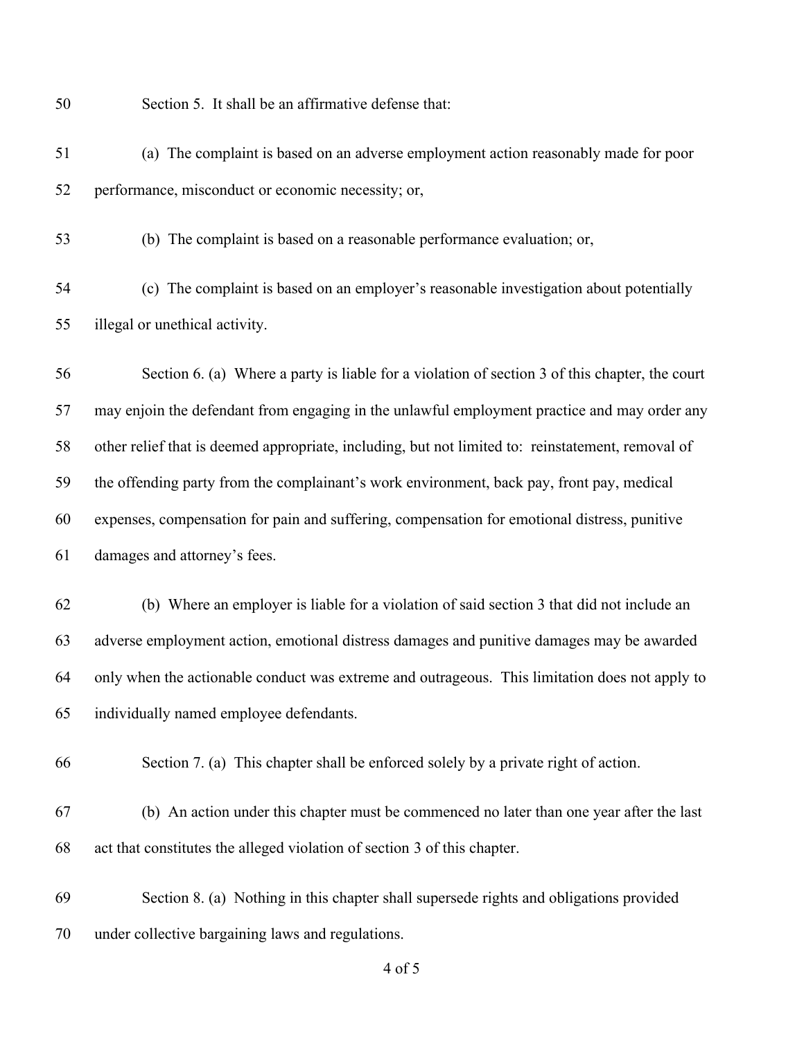Section 5. It shall be an affirmative defense that:

(a) The complaint is based on an adverse employment action reasonably made for poor performance, misconduct or economic necessity; or,

(b) The complaint is based on a reasonable performance evaluation; or,

(c) The complaint is based on an employer's reasonable investigation about potentially illegal or unethical activity.

Section 6. (a) Where a party is liable for a violation of section 3 of this chapter, the court may enjoin the defendant from engaging in the unlawful employment practice and may order any other relief that is deemed appropriate, including, but not limited to: reinstatement, removal of the offending party from the complainant's work environment, back pay, front pay, medical expenses, compensation for pain and suffering, compensation for emotional distress, punitive damages and attorney's fees.

(b) Where an employer is liable for a violation of said section 3 that did not include an adverse employment action, emotional distress damages and punitive damages may be awarded only when the actionable conduct was extreme and outrageous. This limitation does not apply to individually named employee defendants.

Section 7. (a) This chapter shall be enforced solely by a private right of action.

(b) An action under this chapter must be commenced no later than one year after the last act that constitutes the alleged violation of section 3 of this chapter.

Section 8. (a) Nothing in this chapter shall supersede rights and obligations provided under collective bargaining laws and regulations.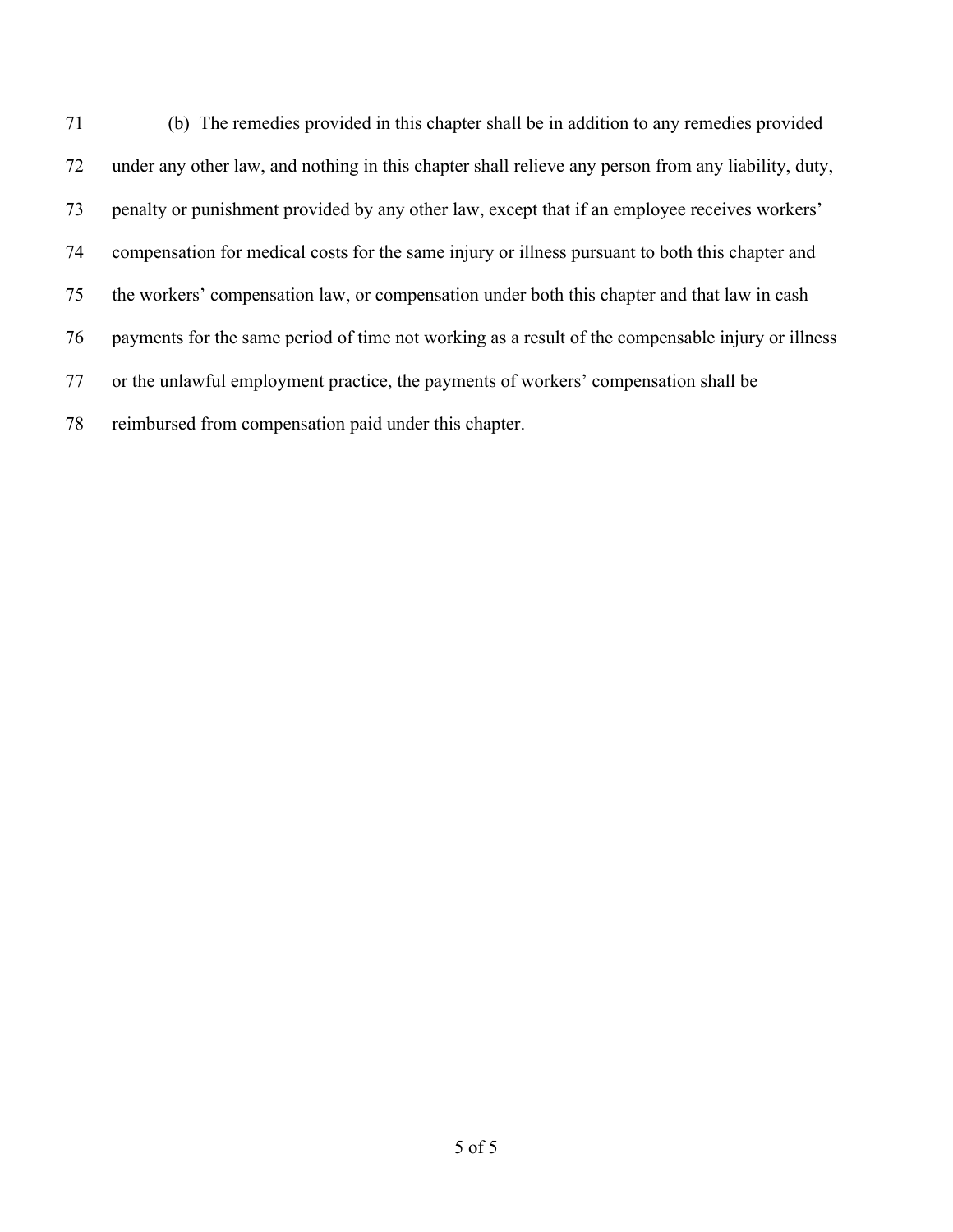(b) The remedies provided in this chapter shall be in addition to any remedies provided under any other law, and nothing in this chapter shall relieve any person from any liability, duty, penalty or punishment provided by any other law, except that if an employee receives workers' compensation for medical costs for the same injury or illness pursuant to both this chapter and the workers' compensation law, or compensation under both this chapter and that law in cash payments for the same period of time not working as a result of the compensable injury or illness or the unlawful employment practice, the payments of workers' compensation shall be reimbursed from compensation paid under this chapter.